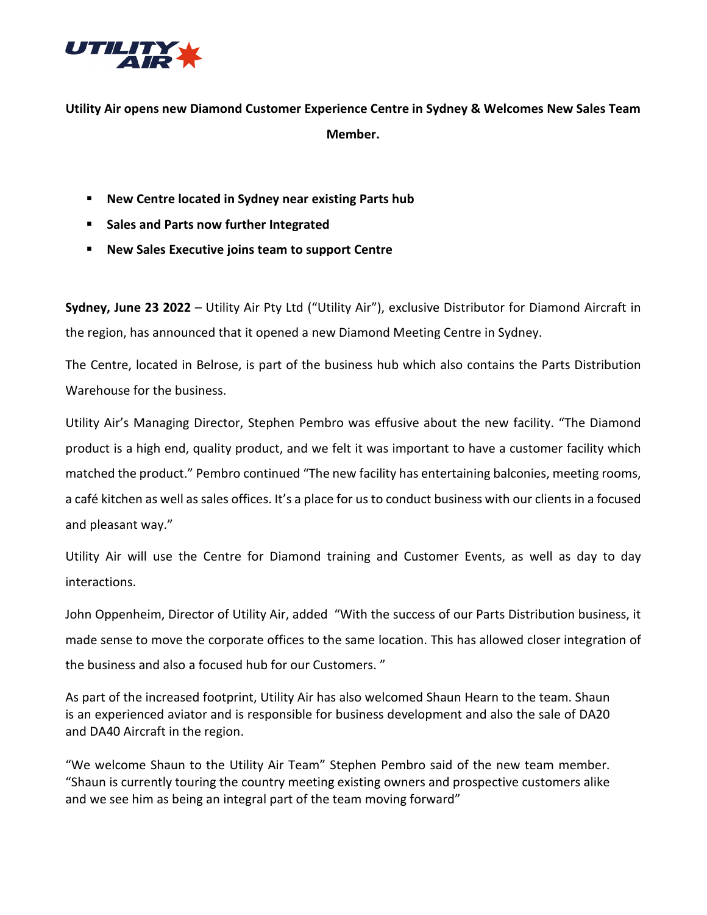**Utility Air opens new Diamond Customer Experience Centre in Sydney & Welcomes New Sales Team Member.**

- **New Centre located in Sydney near existing Parts hub**
- **Sales and Parts now further Integrated**
- **New Sales Executive joins team to support Centre**

**Sydney, June 23 2022** – Utility Air Pty Ltd ("Utility Air"), exclusive Distributor for Diamond Aircraft in the region, has announced that it opened a new Diamond Meeting Centre in Sydney.

The Centre, located in Belrose, is part of the business hub which also contains the Parts Distribution Warehouse for the business.

Utility Air's Managing Director, Stephen Pembro was effusive about the new facility. "The Diamond product is a high end, quality product, and we felt it was important to have a customer facility which matched the product." Pembro continued "The new facility has entertaining balconies, meeting rooms, a café kitchen as well as sales offices. It's a place for us to conduct business with our clients in a focused and pleasant way."

Utility Air will use the Centre for Diamond training and Customer Events, as well as day to day interactions.

John Oppenheim, Director of Utility Air, added "With the success of our Parts Distribution business, it made sense to move the corporate offices to the same location. This has allowed closer integration of the business and also a focused hub for our Customers. "

As part of the increased footprint, Utility Air has also welcomed Shaun Hearn to the team. Shaun is an experienced aviator and is responsible for business development and also the sale of DA20 and DA40 Aircraft in the region.

"We welcome Shaun to the Utility Air Team" Stephen Pembro said of the new team member. "Shaun is currently touring the country meeting existing owners and prospective customers alike and we see him as being an integral part of the team moving forward"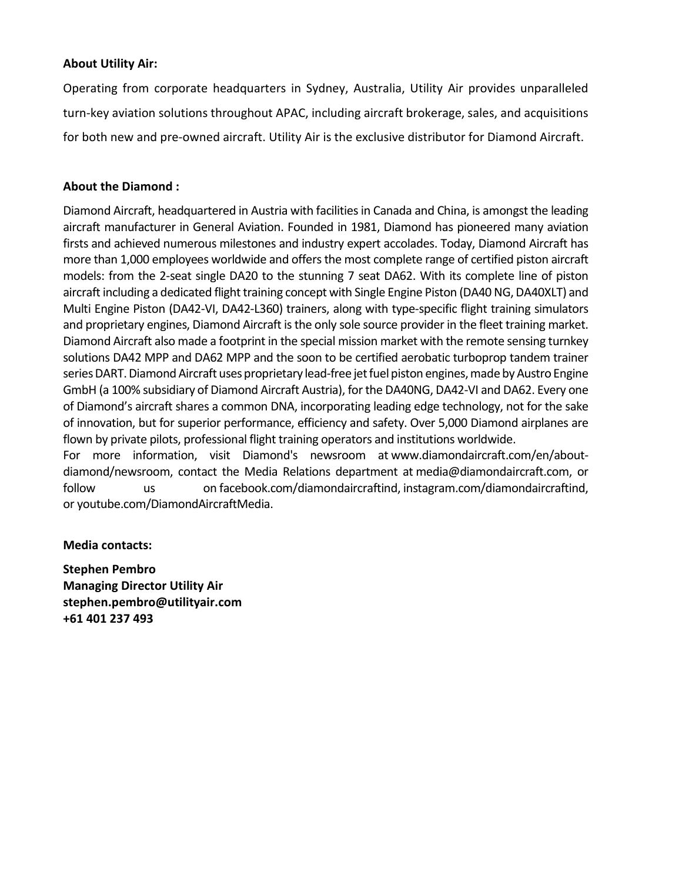**About Utility Air:**

Operating from corporate headquarters in Sydney, Australia, Utility Air provides unparalleled turn-key aviation solutions throughout APAC, including aircraft brokerage, sales, and acquisitions for both new and pre-owned aircraft. Utility Air is the exclusive distributor for Diamond Aircraft.

**About the Diamond :**

Diamond Aircraft, headquartered in Austria with facilities in Canada and China, is amongst the leading aircraft manufacturer in General Aviation. Founded in 1981, Diamond has pioneered many aviation firsts and achieved numerous milestones and industry expert accolades. Today, Diamond Aircraft has more than 1,000 employees worldwide and offers the most complete range of certified piston aircraft models: from the 2-seat single DA20 to the stunning 7 seat DA62. With its complete line of piston aircraft including a dedicated flight training concept with Single Engine Piston (DA40 NG, DA40XLT) and Multi Engine Piston (DA42-VI, DA42-L360) trainers, along with type-specific flight training simulators and proprietary engines, Diamond Aircraft is the only sole source provider in the fleet training market. Diamond Aircraft also made a footprint in the special mission market with the remote sensing turnkey solutions DA42 MPP and DA62 MPP and the soon to be certified aerobatic turboprop tandem trainer series DART. Diamond Aircraft uses proprietary lead-free jet fuel piston engines, made by Austro Engine GmbH (a 100% subsidiary of Diamond Aircraft Austria), for the DA40NG, DA42-VI and DA62. Every one of Diamond's aircraft shares a common DNA, incorporating leading edge technology, not for the sake of innovation, but for superior performance, efficiency and safety. Over 5,000 Diamond airplanes are flown by private pilots, professional flight training operators and institutions worldwide.
For more information, visit Diamond's newsroom at www.diamondaircraft.com/en/about-diamond/newsroom, contact the Media Relations department at media@diamondaircraft.com, or follow us on facebook.com/diamondaircraftind, instagram.com/diamondaircraftind, or youtube.com/DiamondAircraftMedia.

**Media contacts:**

**Stephen Pembro**
**Managing Director Utility Air**
**stephen.pembro@utilityair.com**
**+61 401 237 493**